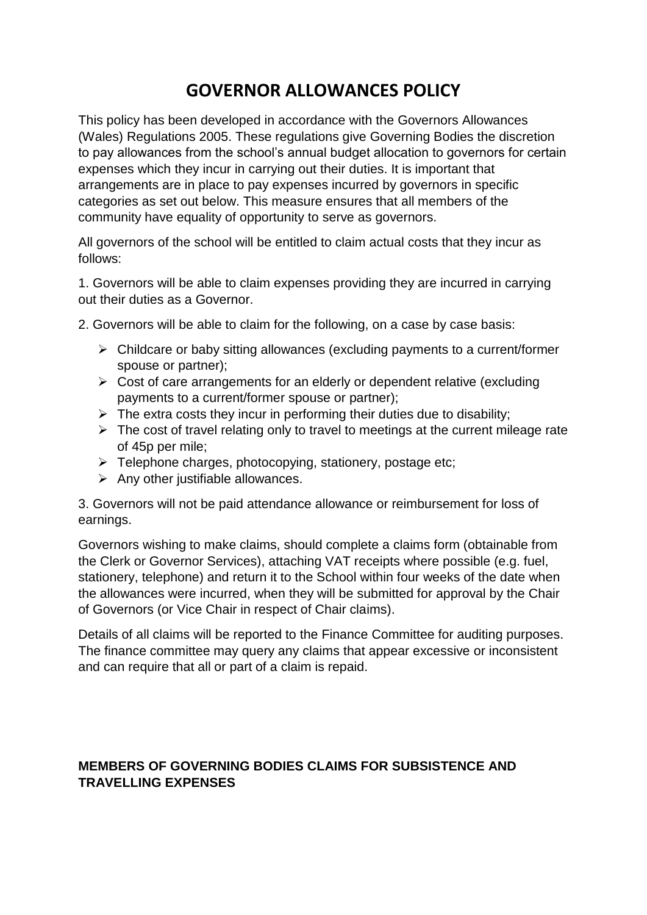# GOVERNOR ALLOWANCES POLICY

This policy has been developed in accordance with the Governors Allowances (Wales) Regulations 2005. These regulations give Governing Bodies the discretion to pay allowances from the school's annual budget allocation to governors for certain expenses which they incur in carrying out their duties. It is important that arrangements are in place to pay expenses incurred by governors in specific categories as set out below. This measure ensures that all members of the community have equality of opportunity to serve as governors.

All governors of the school will be entitled to claim actual costs that they incur as follows:

1. Governors will be able to claim expenses providing they are incurred in carrying out their duties as a Governor.

2. Governors will be able to claim for the following, on a case by case basis:

- Childcare or baby sitting allowances (excluding payments to a current/former spouse or partner);
- Cost of care arrangements for an elderly or dependent relative (excluding payments to a current/former spouse or partner);
- The extra costs they incur in performing their duties due to disability;
- The cost of travel relating only to travel to meetings at the current mileage rate of 45p per mile;
- Telephone charges, photocopying, stationery, postage etc;
- Any other justifiable allowances.

3. Governors will not be paid attendance allowance or reimbursement for loss of earnings.

Governors wishing to make claims, should complete a claims form (obtainable from the Clerk or Governor Services), attaching VAT receipts where possible (e.g. fuel, stationery, telephone) and return it to the School within four weeks of the date when the allowances were incurred, when they will be submitted for approval by the Chair of Governors (or Vice Chair in respect of Chair claims).

Details of all claims will be reported to the Finance Committee for auditing purposes. The finance committee may query any claims that appear excessive or inconsistent and can require that all or part of a claim is repaid.

**MEMBERS OF GOVERNING BODIES CLAIMS FOR SUBSISTENCE AND TRAVELLING EXPENSES**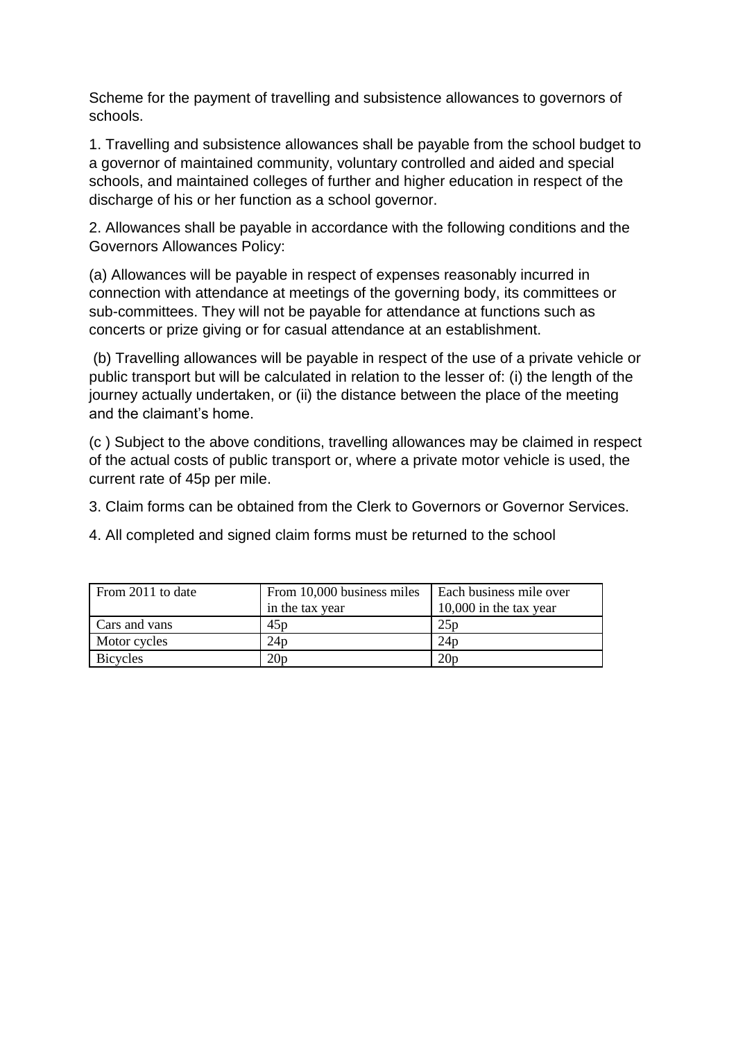Scheme for the payment of travelling and subsistence allowances to governors of schools.

1. Travelling and subsistence allowances shall be payable from the school budget to a governor of maintained community, voluntary controlled and aided and special schools, and maintained colleges of further and higher education in respect of the discharge of his or her function as a school governor.

2. Allowances shall be payable in accordance with the following conditions and the Governors Allowances Policy:

(a) Allowances will be payable in respect of expenses reasonably incurred in connection with attendance at meetings of the governing body, its committees or sub-committees. They will not be payable for attendance at functions such as concerts or prize giving or for casual attendance at an establishment.

(b) Travelling allowances will be payable in respect of the use of a private vehicle or public transport but will be calculated in relation to the lesser of: (i) the length of the journey actually undertaken, or (ii) the distance between the place of the meeting and the claimant's home.

(c ) Subject to the above conditions, travelling allowances may be claimed in respect of the actual costs of public transport or, where a private motor vehicle is used, the current rate of 45p per mile.

3. Claim forms can be obtained from the Clerk to Governors or Governor Services.

4. All completed and signed claim forms must be returned to the school

| From 2011 to date | From 10,000 business miles in the tax year | Each business mile over 10,000 in the tax year |
|---|---|---|
| Cars and vans | 45p | 25p |
| Motor cycles | 24p | 24p |
| Bicycles | 20p | 20p |